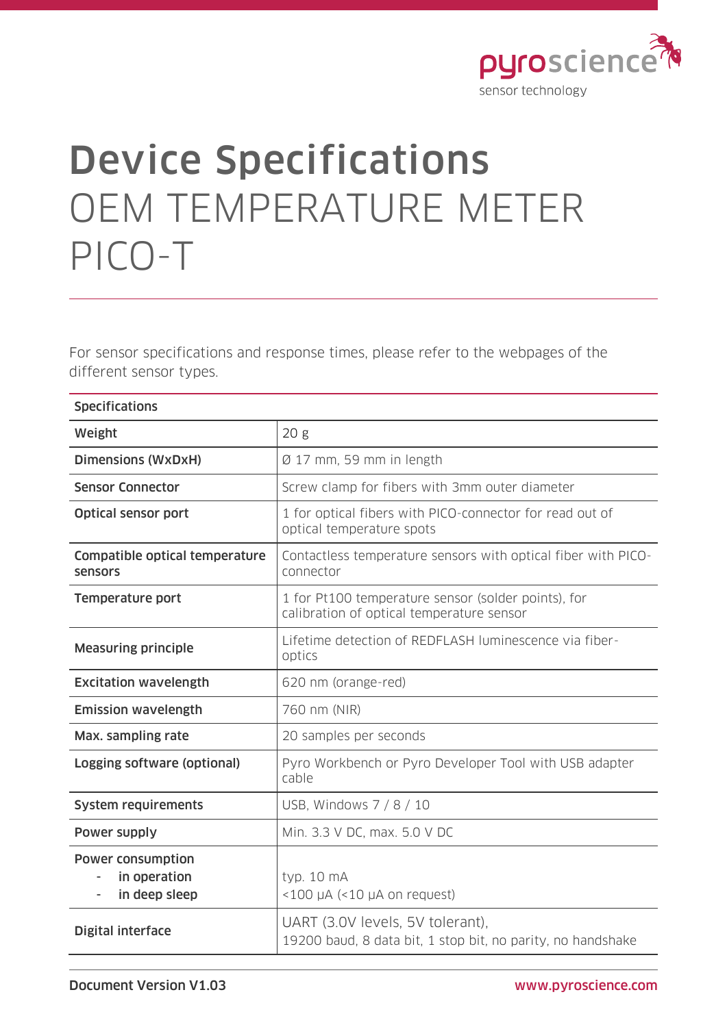# Device Specifications

## OEM TEMPERATURE METER PICO-T

For sensor specifications and response times, please refer to the webpages of the different sensor types.

| Specifications | |
|---|---|
| **Weight** | 20 g |
| **Dimensions (WxDxH)** | Ø 17 mm, 59 mm in length |
| **Sensor Connector** | Screw clamp for fibers with 3mm outer diameter |
| **Optical sensor port** | 1 for optical fibers with PICO-connector for read out of optical temperature spots |
| **Compatible optical temperature sensors** | Contactless temperature sensors with optical fiber with PICO-connector |
| **Temperature port** | 1 for Pt100 temperature sensor (solder points), for calibration of optical temperature sensor |
| **Measuring principle** | Lifetime detection of REDFLASH luminescence via fiber-optics |
| **Excitation wavelength** | 620 nm (orange-red) |
| **Emission wavelength** | 760 nm (NIR) |
| **Max. sampling rate** | 20 samples per seconds |
| **Logging software (optional)** | Pyro Workbench or Pyro Developer Tool with USB adapter cable |
| **System requirements** | USB, Windows 7 / 8 / 10 |
| **Power supply** | Min. 3.3 V DC, max. 5.0 V DC |
| **Power consumption**<br>- in operation<br>- in deep sleep | typ. 10 mA<br><100 µA (<10 µA on request) |
| **Digital interface** | UART (3.0V levels, 5V tolerant),<br>19200 baud, 8 data bit, 1 stop bit, no parity, no handshake |

**Document Version V1.03**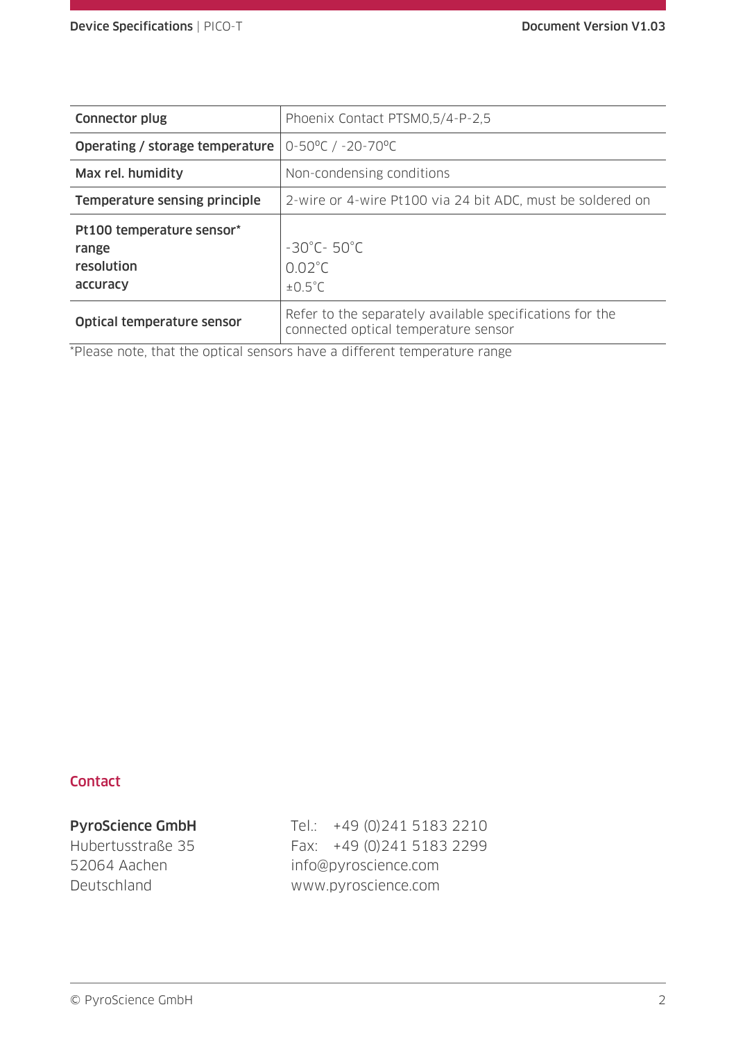| | |
|---|---|
| **Connector plug** | Phoenix Contact PTSM0,5/4-P-2,5 |
| **Operating / storage temperature** | 0-50°C / -20-70°C |
| **Max rel. humidity** | Non-condensing conditions |
| **Temperature sensing principle** | 2-wire or 4-wire Pt100 via 24 bit ADC, must be soldered on |
| **Pt100 temperature sensor***<br>**range**<br>**resolution**<br>**accuracy** | <br>-30°C- 50°C<br>0.02°C<br>±0.5°C |
| **Optical temperature sensor** | Refer to the separately available specifications for the connected optical temperature sensor |

*Please note, that the optical sensors have a different temperature range

## Contact

**PyroScience GmbH**
Hubertusstraße 35
52064 Aachen
Deutschland

Tel.: +49 (0)241 5183 2210
Fax: +49 (0)241 5183 2299
info@pyroscience.com
www.pyroscience.com

© PyroScience GmbH